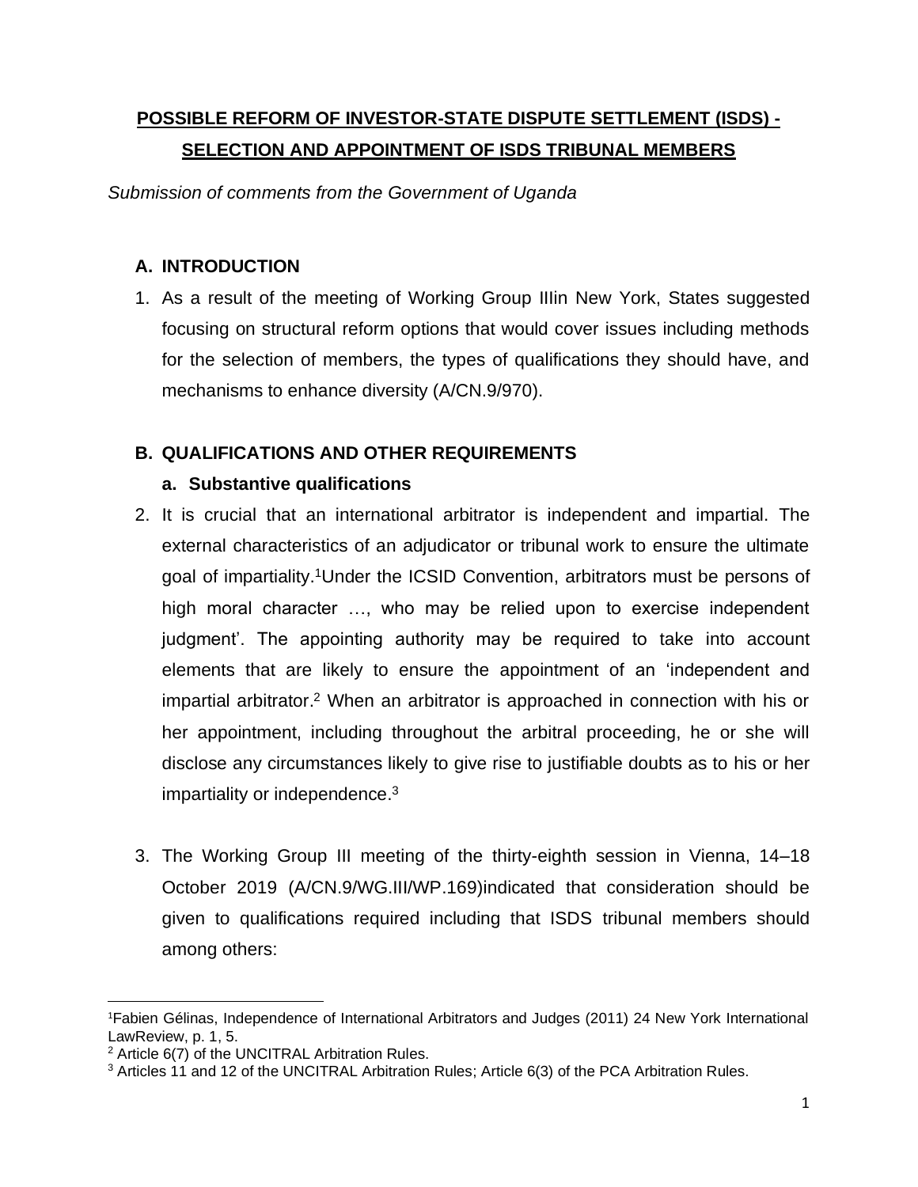**POSSIBLE REFORM OF INVESTOR-STATE DISPUTE SETTLEMENT (ISDS) - SELECTION AND APPOINTMENT OF ISDS TRIBUNAL MEMBERS**

*Submission of comments from the Government of Uganda*

## A. INTRODUCTION

1. As a result of the meeting of Working Group IIIin New York, States suggested focusing on structural reform options that would cover issues including methods for the selection of members, the types of qualifications they should have, and mechanisms to enhance diversity (A/CN.9/970).

## B. QUALIFICATIONS AND OTHER REQUIREMENTS

### a. Substantive qualifications

2. It is crucial that an international arbitrator is independent and impartial. The external characteristics of an adjudicator or tribunal work to ensure the ultimate goal of impartiality.[1]Under the ICSID Convention, arbitrators must be persons of high moral character …, who may be relied upon to exercise independent judgment'. The appointing authority may be required to take into account elements that are likely to ensure the appointment of an 'independent and impartial arbitrator.[2] When an arbitrator is approached in connection with his or her appointment, including throughout the arbitral proceeding, he or she will disclose any circumstances likely to give rise to justifiable doubts as to his or her impartiality or independence.[3]

3. The Working Group III meeting of the thirty-eighth session in Vienna, 14–18 October 2019 (A/CN.9/WG.III/WP.169)indicated that consideration should be given to qualifications required including that ISDS tribunal members should among others:

---

[1]Fabien Gélinas, Independence of International Arbitrators and Judges (2011) 24 New York International LawReview, p. 1, 5.

[2] Article 6(7) of the UNCITRAL Arbitration Rules.

[3] Articles 11 and 12 of the UNCITRAL Arbitration Rules; Article 6(3) of the PCA Arbitration Rules.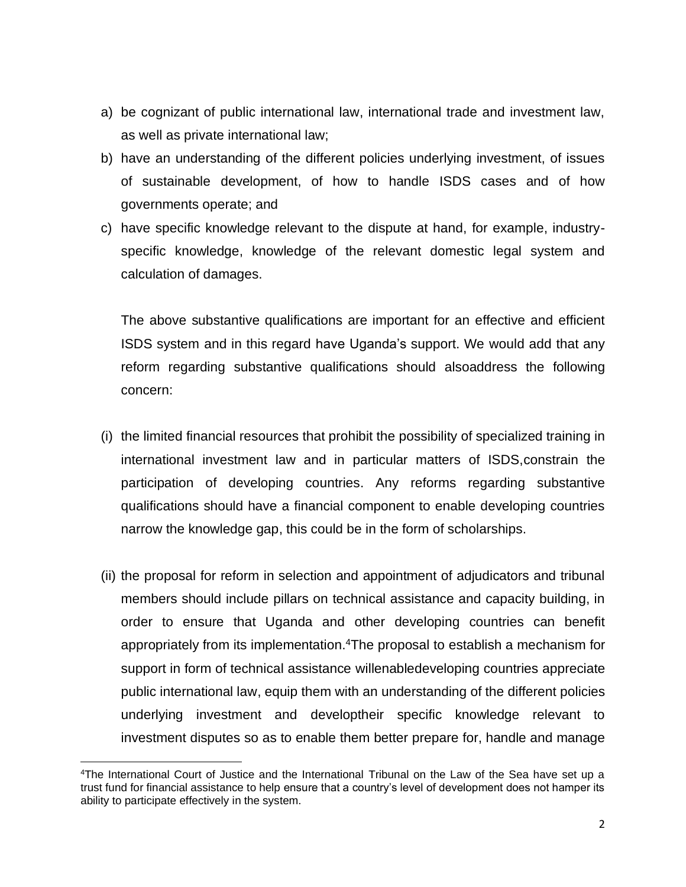a) be cognizant of public international law, international trade and investment law, as well as private international law;
b) have an understanding of the different policies underlying investment, of issues of sustainable development, of how to handle ISDS cases and of how governments operate; and
c) have specific knowledge relevant to the dispute at hand, for example, industry-specific knowledge, knowledge of the relevant domestic legal system and calculation of damages.

The above substantive qualifications are important for an effective and efficient ISDS system and in this regard have Uganda's support. We would add that any reform regarding substantive qualifications should alsoaddress the following concern:

(i) the limited financial resources that prohibit the possibility of specialized training in international investment law and in particular matters of ISDS,constrain the participation of developing countries. Any reforms regarding substantive qualifications should have a financial component to enable developing countries narrow the knowledge gap, this could be in the form of scholarships.

(ii) the proposal for reform in selection and appointment of adjudicators and tribunal members should include pillars on technical assistance and capacity building, in order to ensure that Uganda and other developing countries can benefit appropriately from its implementation.[4]The proposal to establish a mechanism for support in form of technical assistance willenabledeveloping countries appreciate public international law, equip them with an understanding of the different policies underlying investment and developtheir specific knowledge relevant to investment disputes so as to enable them better prepare for, handle and manage

[4]The International Court of Justice and the International Tribunal on the Law of the Sea have set up a trust fund for financial assistance to help ensure that a country's level of development does not hamper its ability to participate effectively in the system.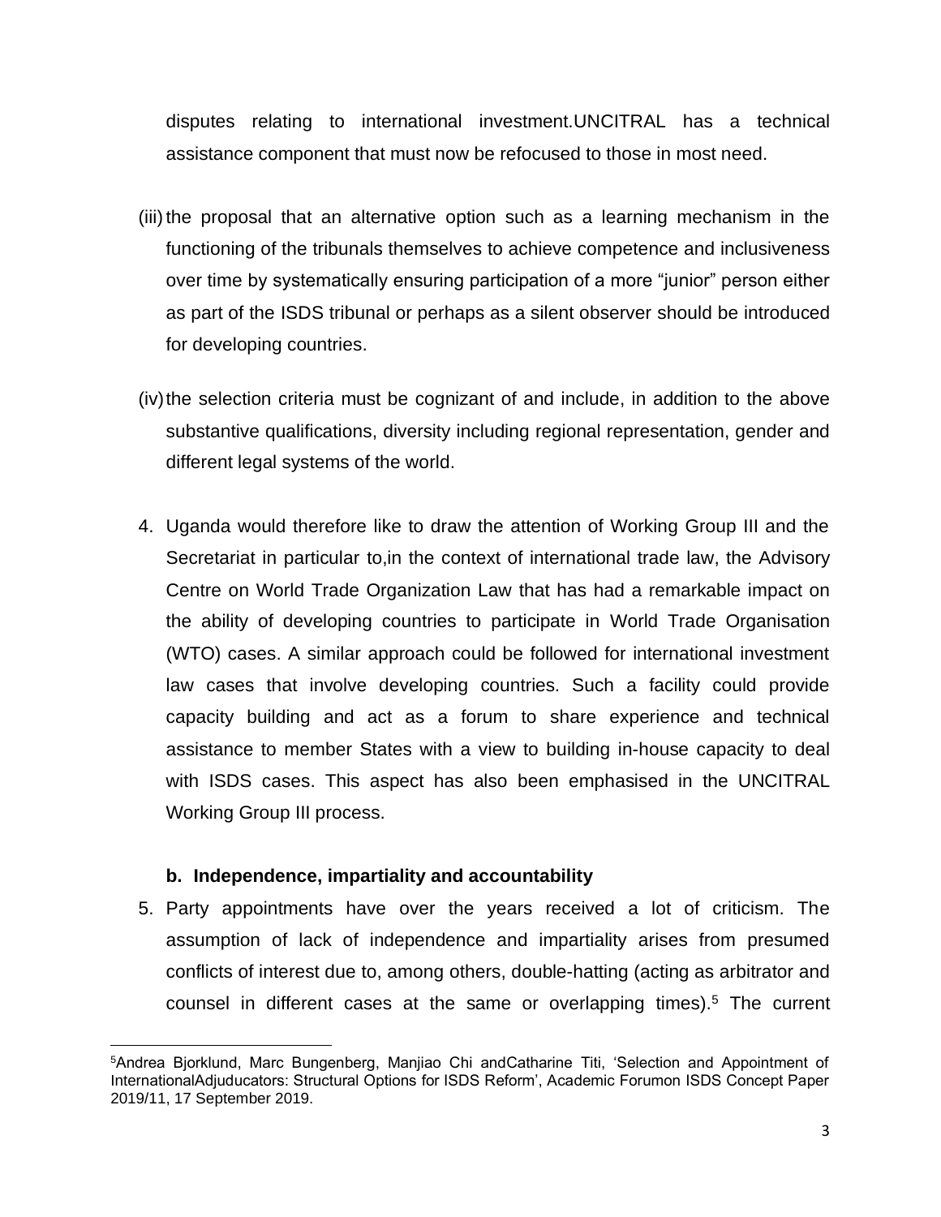disputes relating to international investment.UNCITRAL has a technical assistance component that must now be refocused to those in most need.

(iii) the proposal that an alternative option such as a learning mechanism in the functioning of the tribunals themselves to achieve competence and inclusiveness over time by systematically ensuring participation of a more "junior" person either as part of the ISDS tribunal or perhaps as a silent observer should be introduced for developing countries.

(iv) the selection criteria must be cognizant of and include, in addition to the above substantive qualifications, diversity including regional representation, gender and different legal systems of the world.

4. Uganda would therefore like to draw the attention of Working Group III and the Secretariat in particular to,in the context of international trade law, the Advisory Centre on World Trade Organization Law that has had a remarkable impact on the ability of developing countries to participate in World Trade Organisation (WTO) cases. A similar approach could be followed for international investment law cases that involve developing countries. Such a facility could provide capacity building and act as a forum to share experience and technical assistance to member States with a view to building in-house capacity to deal with ISDS cases. This aspect has also been emphasised in the UNCITRAL Working Group III process.

**b. Independence, impartiality and accountability**

5. Party appointments have over the years received a lot of criticism. The assumption of lack of independence and impartiality arises from presumed conflicts of interest due to, among others, double-hatting (acting as arbitrator and counsel in different cases at the same or overlapping times).[5] The current

---

[5]Andrea Bjorklund, Marc Bungenberg, Manjiao Chi andCatharine Titi, 'Selection and Appointment of InternationalAdjuducators: Structural Options for ISDS Reform', Academic Forumon ISDS Concept Paper 2019/11, 17 September 2019.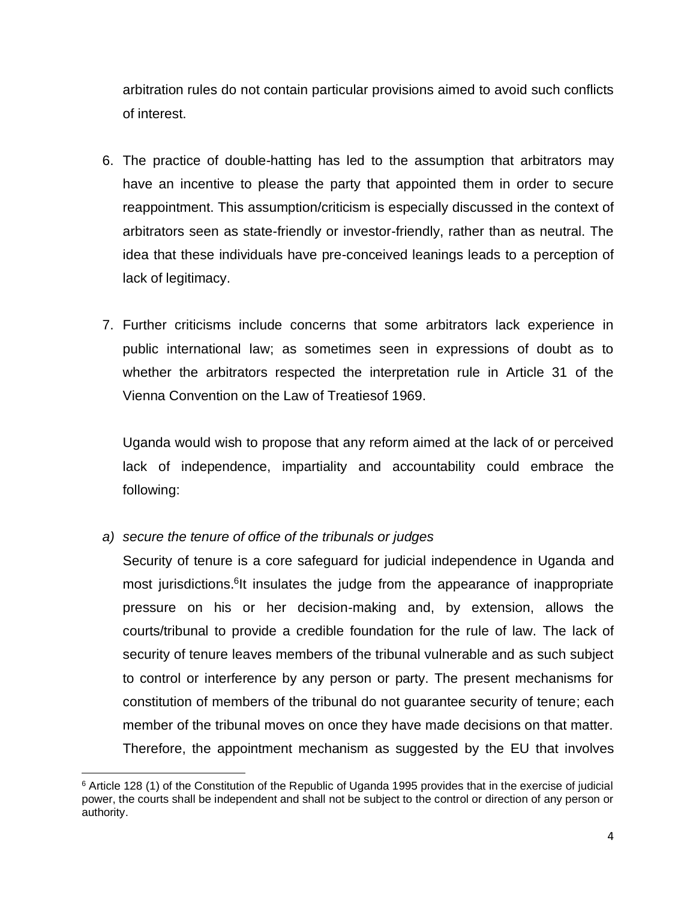arbitration rules do not contain particular provisions aimed to avoid such conflicts of interest.

6. The practice of double-hatting has led to the assumption that arbitrators may have an incentive to please the party that appointed them in order to secure reappointment. This assumption/criticism is especially discussed in the context of arbitrators seen as state-friendly or investor-friendly, rather than as neutral. The idea that these individuals have pre-conceived leanings leads to a perception of lack of legitimacy.

7. Further criticisms include concerns that some arbitrators lack experience in public international law; as sometimes seen in expressions of doubt as to whether the arbitrators respected the interpretation rule in Article 31 of the Vienna Convention on the Law of Treatiesof 1969.

   Uganda would wish to propose that any reform aimed at the lack of or perceived lack of independence, impartiality and accountability could embrace the following:

*a) secure the tenure of office of the tribunals or judges*

Security of tenure is a core safeguard for judicial independence in Uganda and most jurisdictions.[6]It insulates the judge from the appearance of inappropriate pressure on his or her decision-making and, by extension, allows the courts/tribunal to provide a credible foundation for the rule of law. The lack of security of tenure leaves members of the tribunal vulnerable and as such subject to control or interference by any person or party. The present mechanisms for constitution of members of the tribunal do not guarantee security of tenure; each member of the tribunal moves on once they have made decisions on that matter. Therefore, the appointment mechanism as suggested by the EU that involves

[6] Article 128 (1) of the Constitution of the Republic of Uganda 1995 provides that in the exercise of judicial power, the courts shall be independent and shall not be subject to the control or direction of any person or authority.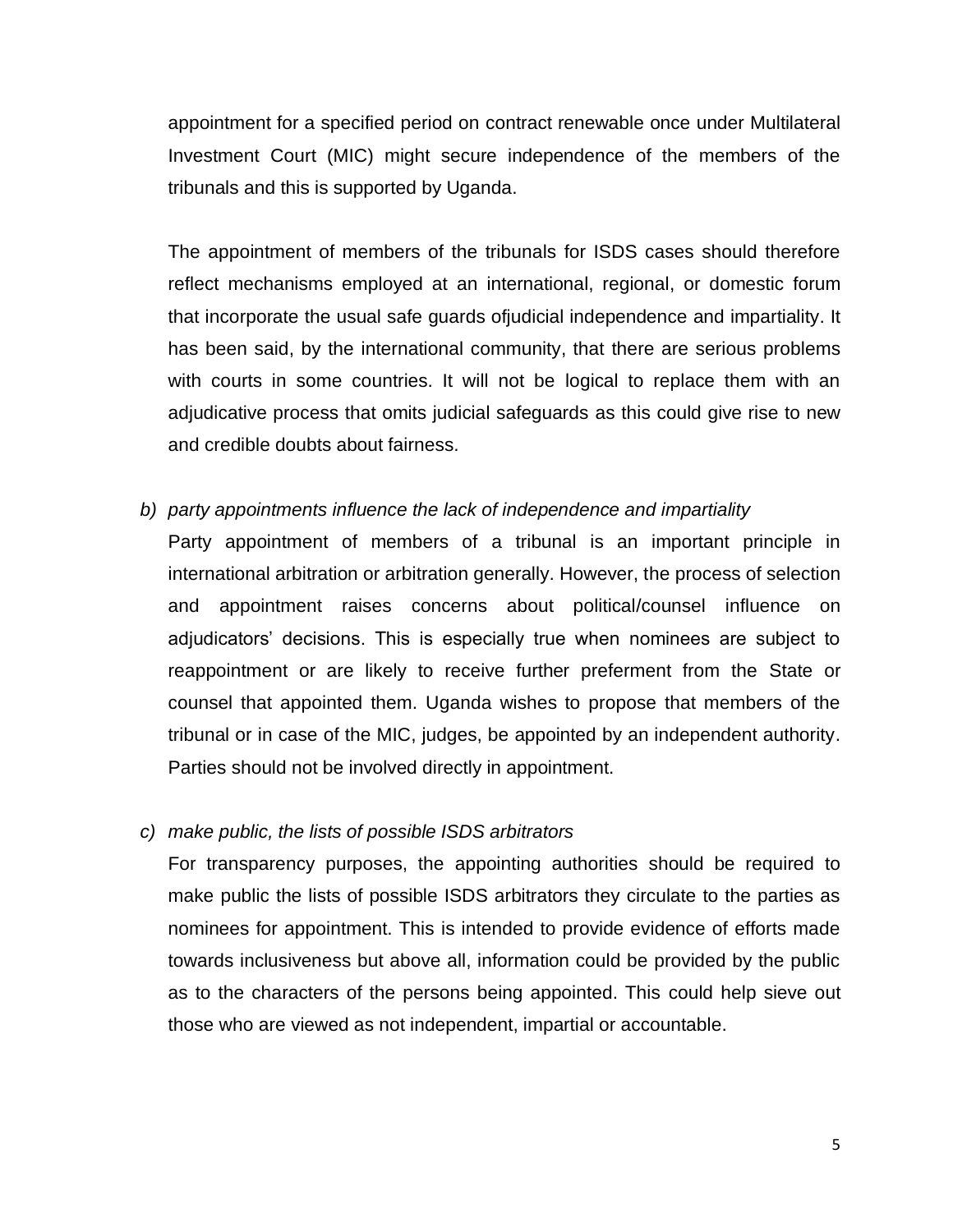appointment for a specified period on contract renewable once under Multilateral Investment Court (MIC) might secure independence of the members of the tribunals and this is supported by Uganda.

The appointment of members of the tribunals for ISDS cases should therefore reflect mechanisms employed at an international, regional, or domestic forum that incorporate the usual safe guards ofjudicial independence and impartiality. It has been said, by the international community, that there are serious problems with courts in some countries. It will not be logical to replace them with an adjudicative process that omits judicial safeguards as this could give rise to new and credible doubts about fairness.

b) *party appointments influence the lack of independence and impartiality*

Party appointment of members of a tribunal is an important principle in international arbitration or arbitration generally. However, the process of selection and appointment raises concerns about political/counsel influence on adjudicators' decisions. This is especially true when nominees are subject to reappointment or are likely to receive further preferment from the State or counsel that appointed them. Uganda wishes to propose that members of the tribunal or in case of the MIC, judges, be appointed by an independent authority. Parties should not be involved directly in appointment.

c) *make public, the lists of possible ISDS arbitrators*

For transparency purposes, the appointing authorities should be required to make public the lists of possible ISDS arbitrators they circulate to the parties as nominees for appointment. This is intended to provide evidence of efforts made towards inclusiveness but above all, information could be provided by the public as to the characters of the persons being appointed. This could help sieve out those who are viewed as not independent, impartial or accountable.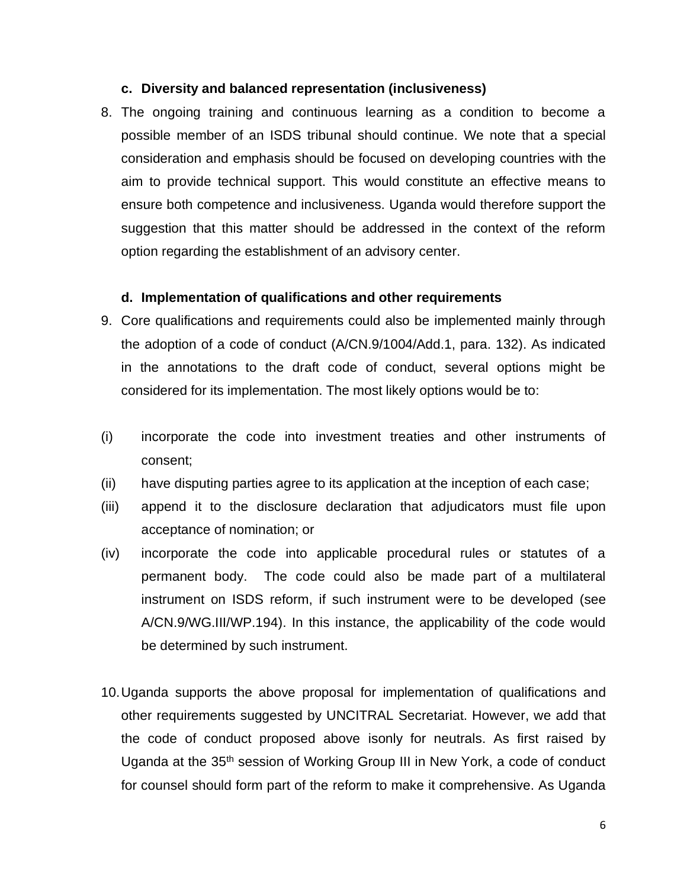### c. Diversity and balanced representation (inclusiveness)

8. The ongoing training and continuous learning as a condition to become a possible member of an ISDS tribunal should continue. We note that a special consideration and emphasis should be focused on developing countries with the aim to provide technical support. This would constitute an effective means to ensure both competence and inclusiveness. Uganda would therefore support the suggestion that this matter should be addressed in the context of the reform option regarding the establishment of an advisory center.

### d. Implementation of qualifications and other requirements

9. Core qualifications and requirements could also be implemented mainly through the adoption of a code of conduct (A/CN.9/1004/Add.1, para. 132). As indicated in the annotations to the draft code of conduct, several options might be considered for its implementation. The most likely options would be to:

(i) incorporate the code into investment treaties and other instruments of consent;

(ii) have disputing parties agree to its application at the inception of each case;

(iii) append it to the disclosure declaration that adjudicators must file upon acceptance of nomination; or

(iv) incorporate the code into applicable procedural rules or statutes of a permanent body. The code could also be made part of a multilateral instrument on ISDS reform, if such instrument were to be developed (see A/CN.9/WG.III/WP.194). In this instance, the applicability of the code would be determined by such instrument.

10. Uganda supports the above proposal for implementation of qualifications and other requirements suggested by UNCITRAL Secretariat. However, we add that the code of conduct proposed above isonly for neutrals. As first raised by Uganda at the 35th session of Working Group III in New York, a code of conduct for counsel should form part of the reform to make it comprehensive. As Uganda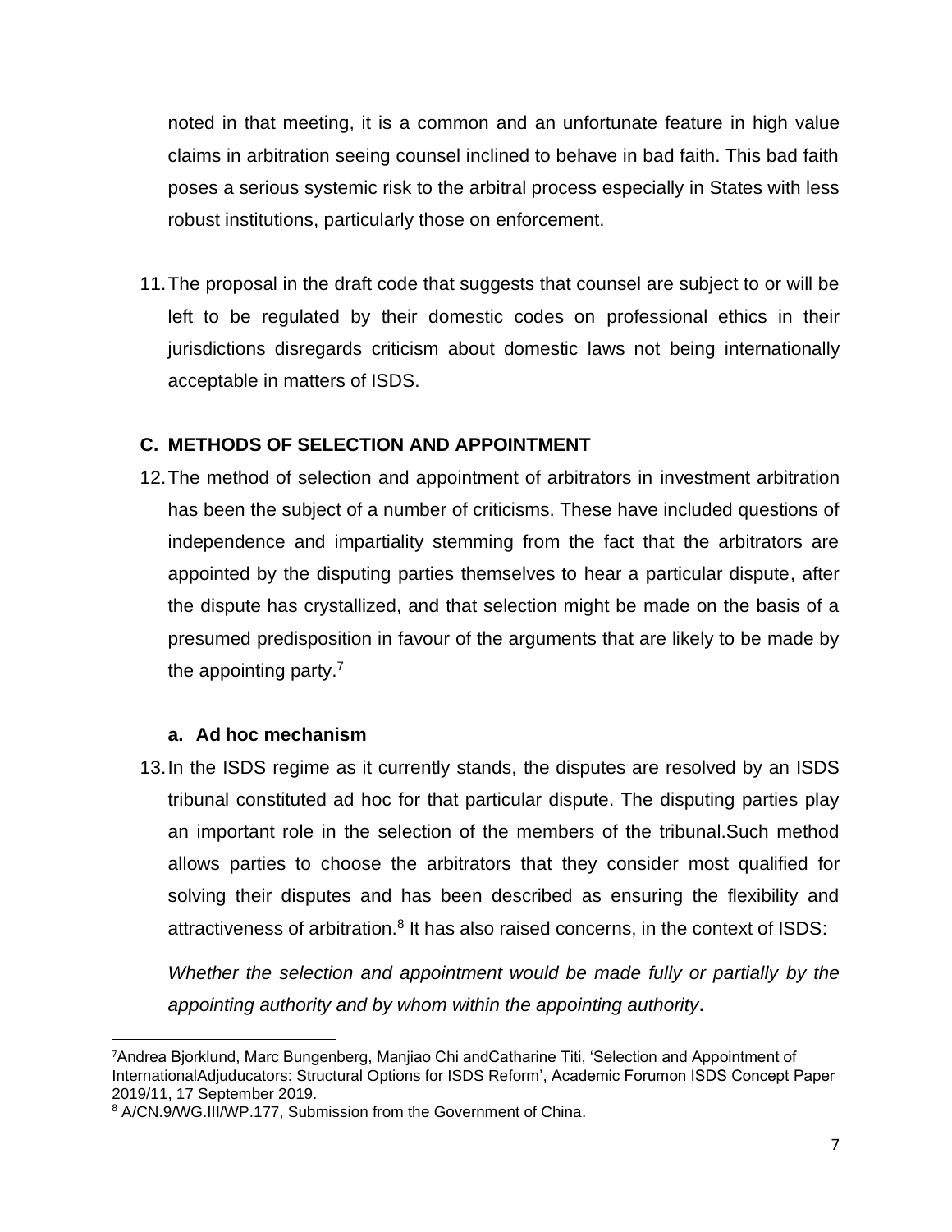noted in that meeting, it is a common and an unfortunate feature in high value claims in arbitration seeing counsel inclined to behave in bad faith. This bad faith poses a serious systemic risk to the arbitral process especially in States with less robust institutions, particularly those on enforcement.

11. The proposal in the draft code that suggests that counsel are subject to or will be left to be regulated by their domestic codes on professional ethics in their jurisdictions disregards criticism about domestic laws not being internationally acceptable in matters of ISDS.

## C. METHODS OF SELECTION AND APPOINTMENT

12. The method of selection and appointment of arbitrators in investment arbitration has been the subject of a number of criticisms. These have included questions of independence and impartiality stemming from the fact that the arbitrators are appointed by the disputing parties themselves to hear a particular dispute, after the dispute has crystallized, and that selection might be made on the basis of a presumed predisposition in favour of the arguments that are likely to be made by the appointing party.[7]

### a. Ad hoc mechanism

13. In the ISDS regime as it currently stands, the disputes are resolved by an ISDS tribunal constituted ad hoc for that particular dispute. The disputing parties play an important role in the selection of the members of the tribunal.Such method allows parties to choose the arbitrators that they consider most qualified for solving their disputes and has been described as ensuring the flexibility and attractiveness of arbitration.[8] It has also raised concerns, in the context of ISDS:

    *Whether the selection and appointment would be made fully or partially by the appointing authority and by whom within the appointing authority*.

---

[7] Andrea Bjorklund, Marc Bungenberg, Manjiao Chi andCatharine Titi, 'Selection and Appointment of InternationalAdjuducators: Structural Options for ISDS Reform', Academic Forumon ISDS Concept Paper 2019/11, 17 September 2019.

[8] A/CN.9/WG.III/WP.177, Submission from the Government of China.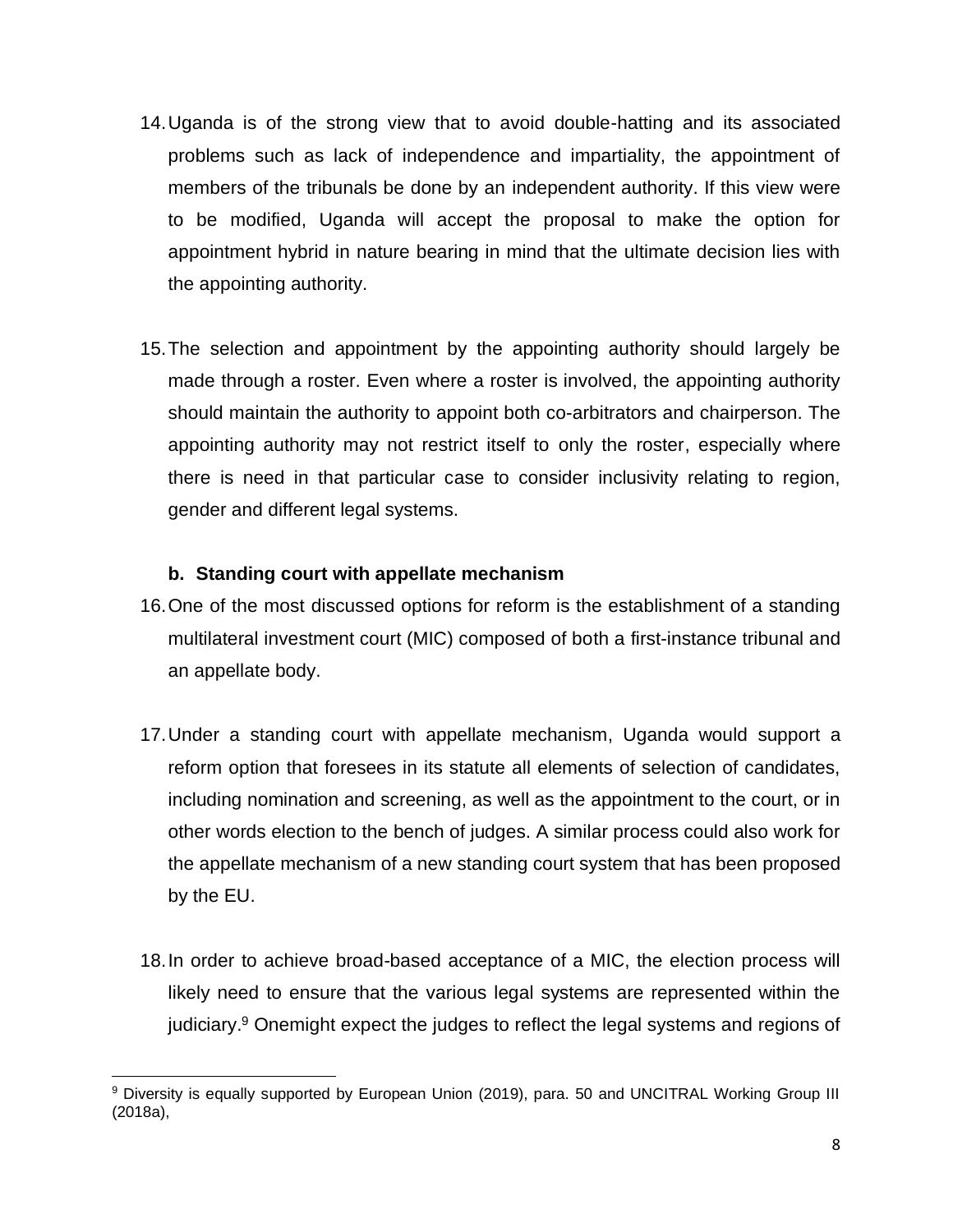14. Uganda is of the strong view that to avoid double-hatting and its associated problems such as lack of independence and impartiality, the appointment of members of the tribunals be done by an independent authority. If this view were to be modified, Uganda will accept the proposal to make the option for appointment hybrid in nature bearing in mind that the ultimate decision lies with the appointing authority.

15. The selection and appointment by the appointing authority should largely be made through a roster. Even where a roster is involved, the appointing authority should maintain the authority to appoint both co-arbitrators and chairperson. The appointing authority may not restrict itself to only the roster, especially where there is need in that particular case to consider inclusivity relating to region, gender and different legal systems.

### b. Standing court with appellate mechanism

16. One of the most discussed options for reform is the establishment of a standing multilateral investment court (MIC) composed of both a first-instance tribunal and an appellate body.

17. Under a standing court with appellate mechanism, Uganda would support a reform option that foresees in its statute all elements of selection of candidates, including nomination and screening, as well as the appointment to the court, or in other words election to the bench of judges. A similar process could also work for the appellate mechanism of a new standing court system that has been proposed by the EU.

18. In order to achieve broad-based acceptance of a MIC, the election process will likely need to ensure that the various legal systems are represented within the judiciary.[9] Onemight expect the judges to reflect the legal systems and regions of

---

[9] Diversity is equally supported by European Union (2019), para. 50 and UNCITRAL Working Group III (2018a),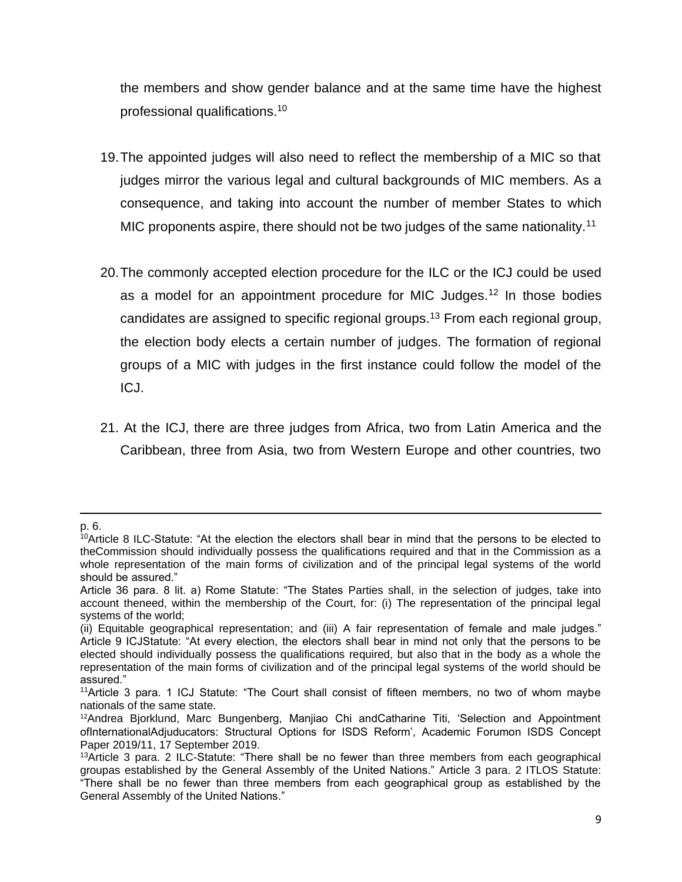the members and show gender balance and at the same time have the highest professional qualifications.[10]

19. The appointed judges will also need to reflect the membership of a MIC so that judges mirror the various legal and cultural backgrounds of MIC members. As a consequence, and taking into account the number of member States to which MIC proponents aspire, there should not be two judges of the same nationality.[11]

20. The commonly accepted election procedure for the ILC or the ICJ could be used as a model for an appointment procedure for MIC Judges.[12] In those bodies candidates are assigned to specific regional groups.[13] From each regional group, the election body elects a certain number of judges. The formation of regional groups of a MIC with judges in the first instance could follow the model of the ICJ.

21. At the ICJ, there are three judges from Africa, two from Latin America and the Caribbean, three from Asia, two from Western Europe and other countries, two

---

p. 6.

[10] Article 8 ILC-Statute: "At the election the electors shall bear in mind that the persons to be elected to theCommission should individually possess the qualifications required and that in the Commission as a whole representation of the main forms of civilization and of the principal legal systems of the world should be assured."

Article 36 para. 8 lit. a) Rome Statute: "The States Parties shall, in the selection of judges, take into account theneed, within the membership of the Court, for: (i) The representation of the principal legal systems of the world;

(ii) Equitable geographical representation; and (iii) A fair representation of female and male judges." Article 9 ICJStatute: "At every election, the electors shall bear in mind not only that the persons to be elected should individually possess the qualifications required, but also that in the body as a whole the representation of the main forms of civilization and of the principal legal systems of the world should be assured."

[11] Article 3 para. 1 ICJ Statute: "The Court shall consist of fifteen members, no two of whom maybe nationals of the same state.

[12] Andrea Bjorklund, Marc Bungenberg, Manjiao Chi andCatharine Titi, 'Selection and Appointment ofInternationalAdjuducators: Structural Options for ISDS Reform', Academic Forumon ISDS Concept Paper 2019/11, 17 September 2019.

[13] Article 3 para. 2 ILC-Statute: "There shall be no fewer than three members from each geographical groupas established by the General Assembly of the United Nations." Article 3 para. 2 ITLOS Statute: "There shall be no fewer than three members from each geographical group as established by the General Assembly of the United Nations."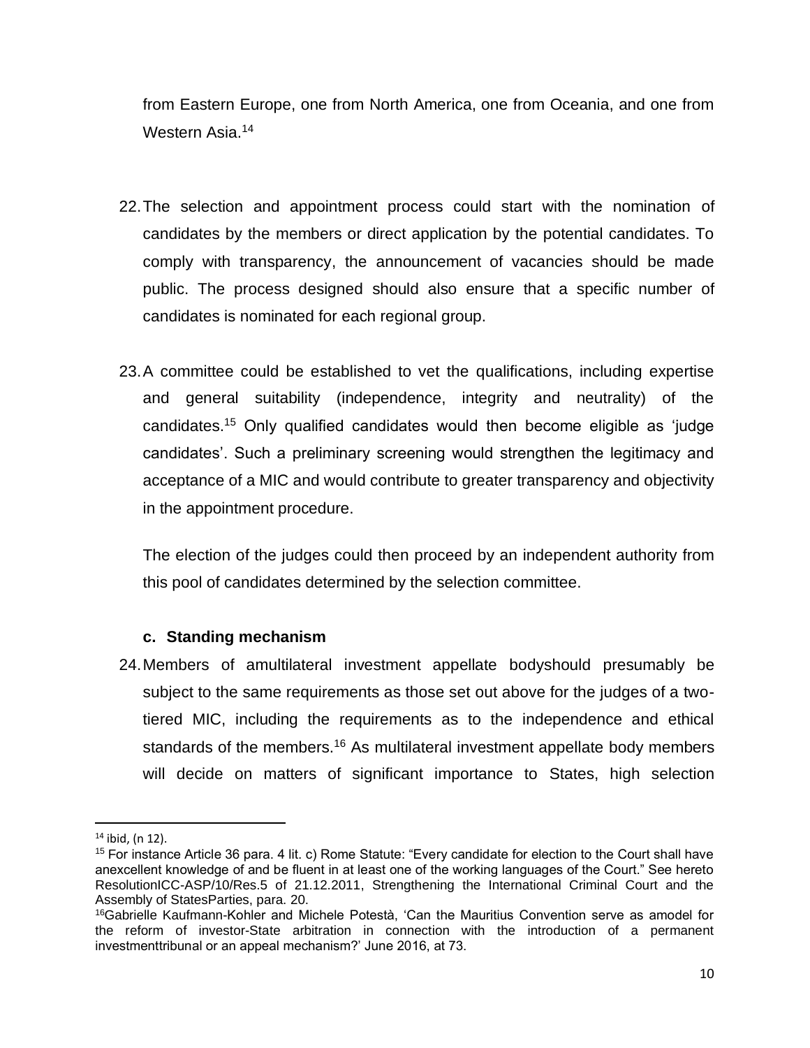from Eastern Europe, one from North America, one from Oceania, and one from Western Asia.[14]

22. The selection and appointment process could start with the nomination of candidates by the members or direct application by the potential candidates. To comply with transparency, the announcement of vacancies should be made public. The process designed should also ensure that a specific number of candidates is nominated for each regional group.

23. A committee could be established to vet the qualifications, including expertise and general suitability (independence, integrity and neutrality) of the candidates.[15] Only qualified candidates would then become eligible as 'judge candidates'. Such a preliminary screening would strengthen the legitimacy and acceptance of a MIC and would contribute to greater transparency and objectivity in the appointment procedure.

    The election of the judges could then proceed by an independent authority from this pool of candidates determined by the selection committee.

**c. Standing mechanism**

24. Members of amultilateral investment appellate bodyshould presumably be subject to the same requirements as those set out above for the judges of a two-tiered MIC, including the requirements as to the independence and ethical standards of the members.[16] As multilateral investment appellate body members will decide on matters of significant importance to States, high selection

---

[14] ibid, (n 12).

[15] For instance Article 36 para. 4 lit. c) Rome Statute: "Every candidate for election to the Court shall have anexcellent knowledge of and be fluent in at least one of the working languages of the Court." See hereto ResolutionICC-ASP/10/Res.5 of 21.12.2011, Strengthening the International Criminal Court and the Assembly of StatesParties, para. 20.

[16] Gabrielle Kaufmann-Kohler and Michele Potestà, 'Can the Mauritius Convention serve as amodel for the reform of investor-State arbitration in connection with the introduction of a permanent investmenttribunal or an appeal mechanism?' June 2016, at 73.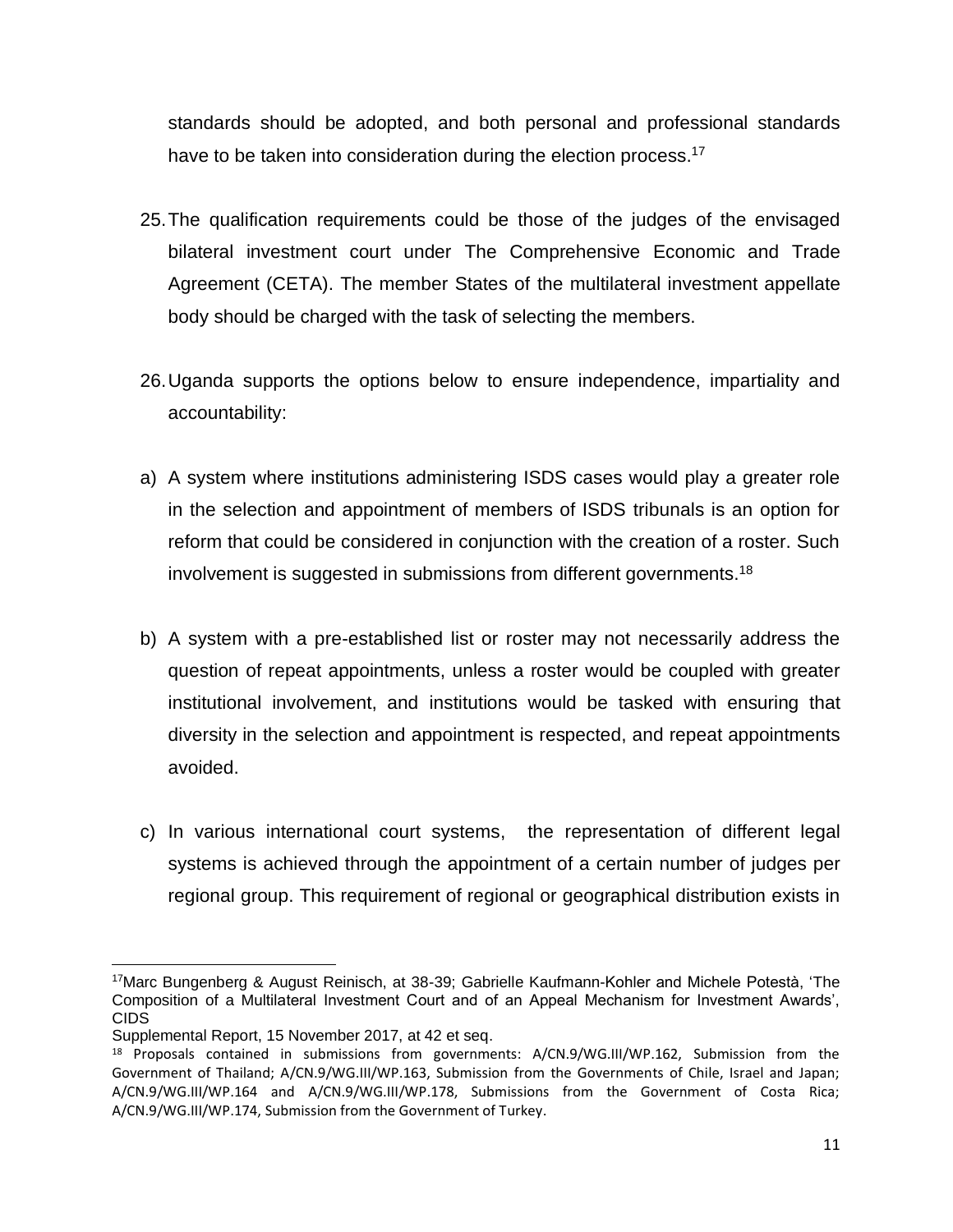standards should be adopted, and both personal and professional standards have to be taken into consideration during the election process.[17]

25. The qualification requirements could be those of the judges of the envisaged bilateral investment court under The Comprehensive Economic and Trade Agreement (CETA). The member States of the multilateral investment appellate body should be charged with the task of selecting the members.

26. Uganda supports the options below to ensure independence, impartiality and accountability:

a) A system where institutions administering ISDS cases would play a greater role in the selection and appointment of members of ISDS tribunals is an option for reform that could be considered in conjunction with the creation of a roster. Such involvement is suggested in submissions from different governments.[18]

b) A system with a pre-established list or roster may not necessarily address the question of repeat appointments, unless a roster would be coupled with greater institutional involvement, and institutions would be tasked with ensuring that diversity in the selection and appointment is respected, and repeat appointments avoided.

c) In various international court systems, the representation of different legal systems is achieved through the appointment of a certain number of judges per regional group. This requirement of regional or geographical distribution exists in

---

[17] Marc Bungenberg & August Reinisch, at 38-39; Gabrielle Kaufmann-Kohler and Michele Potestà, 'The Composition of a Multilateral Investment Court and of an Appeal Mechanism for Investment Awards', CIDS Supplemental Report, 15 November 2017, at 42 et seq.

[18] Proposals contained in submissions from governments: A/CN.9/WG.III/WP.162, Submission from the Government of Thailand; A/CN.9/WG.III/WP.163, Submission from the Governments of Chile, Israel and Japan; A/CN.9/WG.III/WP.164 and A/CN.9/WG.III/WP.178, Submissions from the Government of Costa Rica; A/CN.9/WG.III/WP.174, Submission from the Government of Turkey.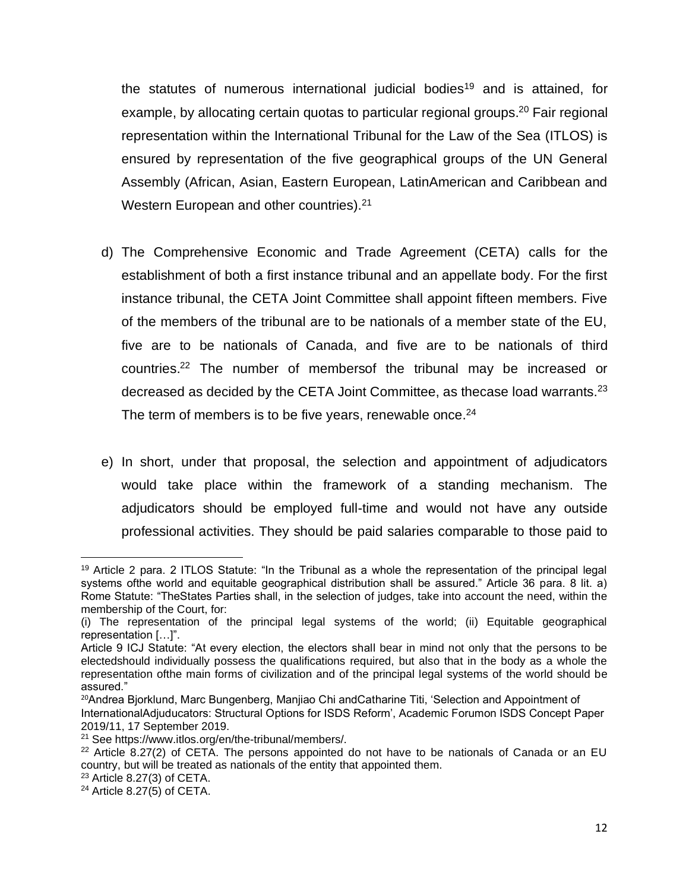the statutes of numerous international judicial bodies[19] and is attained, for example, by allocating certain quotas to particular regional groups.[20] Fair regional representation within the International Tribunal for the Law of the Sea (ITLOS) is ensured by representation of the five geographical groups of the UN General Assembly (African, Asian, Eastern European, LatinAmerican and Caribbean and Western European and other countries).[21]

d) The Comprehensive Economic and Trade Agreement (CETA) calls for the establishment of both a first instance tribunal and an appellate body. For the first instance tribunal, the CETA Joint Committee shall appoint fifteen members. Five of the members of the tribunal are to be nationals of a member state of the EU, five are to be nationals of Canada, and five are to be nationals of third countries.[22] The number of membersof the tribunal may be increased or decreased as decided by the CETA Joint Committee, as thecase load warrants.[23] The term of members is to be five years, renewable once.[24]

e) In short, under that proposal, the selection and appointment of adjudicators would take place within the framework of a standing mechanism. The adjudicators should be employed full-time and would not have any outside professional activities. They should be paid salaries comparable to those paid to

---

[19] Article 2 para. 2 ITLOS Statute: "In the Tribunal as a whole the representation of the principal legal systems ofthe world and equitable geographical distribution shall be assured." Article 36 para. 8 lit. a) Rome Statute: "TheStates Parties shall, in the selection of judges, take into account the need, within the membership of the Court, for:

(i) The representation of the principal legal systems of the world; (ii) Equitable geographical representation […]".

Article 9 ICJ Statute: "At every election, the electors shall bear in mind not only that the persons to be electedshould individually possess the qualifications required, but also that in the body as a whole the representation ofthe main forms of civilization and of the principal legal systems of the world should be assured."

[20] Andrea Bjorklund, Marc Bungenberg, Manjiao Chi andCatharine Titi, 'Selection and Appointment of InternationalAdjuducators: Structural Options for ISDS Reform', Academic Forumon ISDS Concept Paper 2019/11, 17 September 2019.

[21] See https://www.itlos.org/en/the-tribunal/members/.

[22] Article 8.27(2) of CETA. The persons appointed do not have to be nationals of Canada or an EU country, but will be treated as nationals of the entity that appointed them.

[23] Article 8.27(3) of CETA.

[24] Article 8.27(5) of CETA.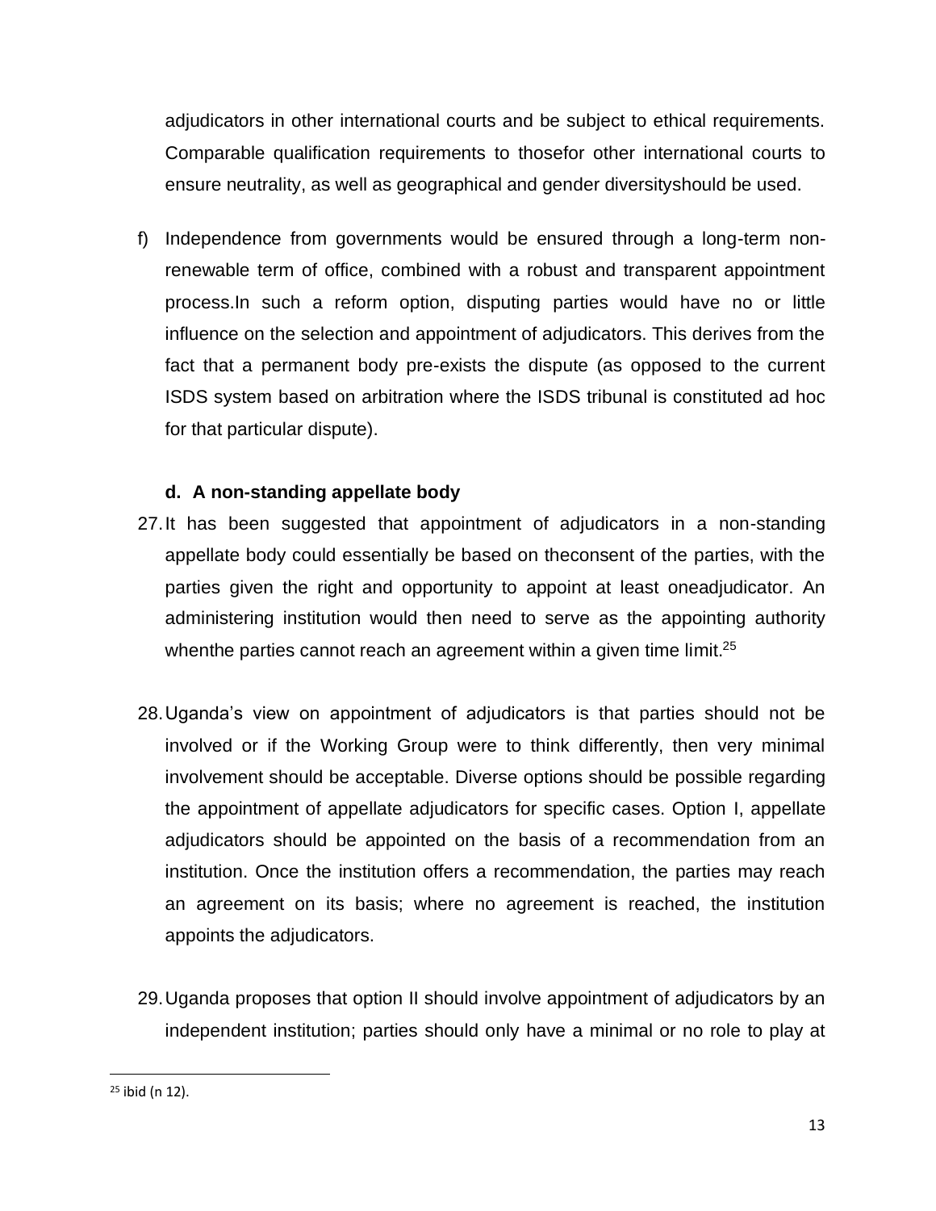adjudicators in other international courts and be subject to ethical requirements. Comparable qualification requirements to thosefor other international courts to ensure neutrality, as well as geographical and gender diversityshould be used.

f) Independence from governments would be ensured through a long-term non-renewable term of office, combined with a robust and transparent appointment process.In such a reform option, disputing parties would have no or little influence on the selection and appointment of adjudicators. This derives from the fact that a permanent body pre-exists the dispute (as opposed to the current ISDS system based on arbitration where the ISDS tribunal is constituted ad hoc for that particular dispute).

**d. A non-standing appellate body**

27. It has been suggested that appointment of adjudicators in a non-standing appellate body could essentially be based on theconsent of the parties, with the parties given the right and opportunity to appoint at least oneadjudicator. An administering institution would then need to serve as the appointing authority whenthe parties cannot reach an agreement within a given time limit.[25]

28. Uganda's view on appointment of adjudicators is that parties should not be involved or if the Working Group were to think differently, then very minimal involvement should be acceptable. Diverse options should be possible regarding the appointment of appellate adjudicators for specific cases. Option I, appellate adjudicators should be appointed on the basis of a recommendation from an institution. Once the institution offers a recommendation, the parties may reach an agreement on its basis; where no agreement is reached, the institution appoints the adjudicators.

29. Uganda proposes that option II should involve appointment of adjudicators by an independent institution; parties should only have a minimal or no role to play at

[25] ibid (n 12).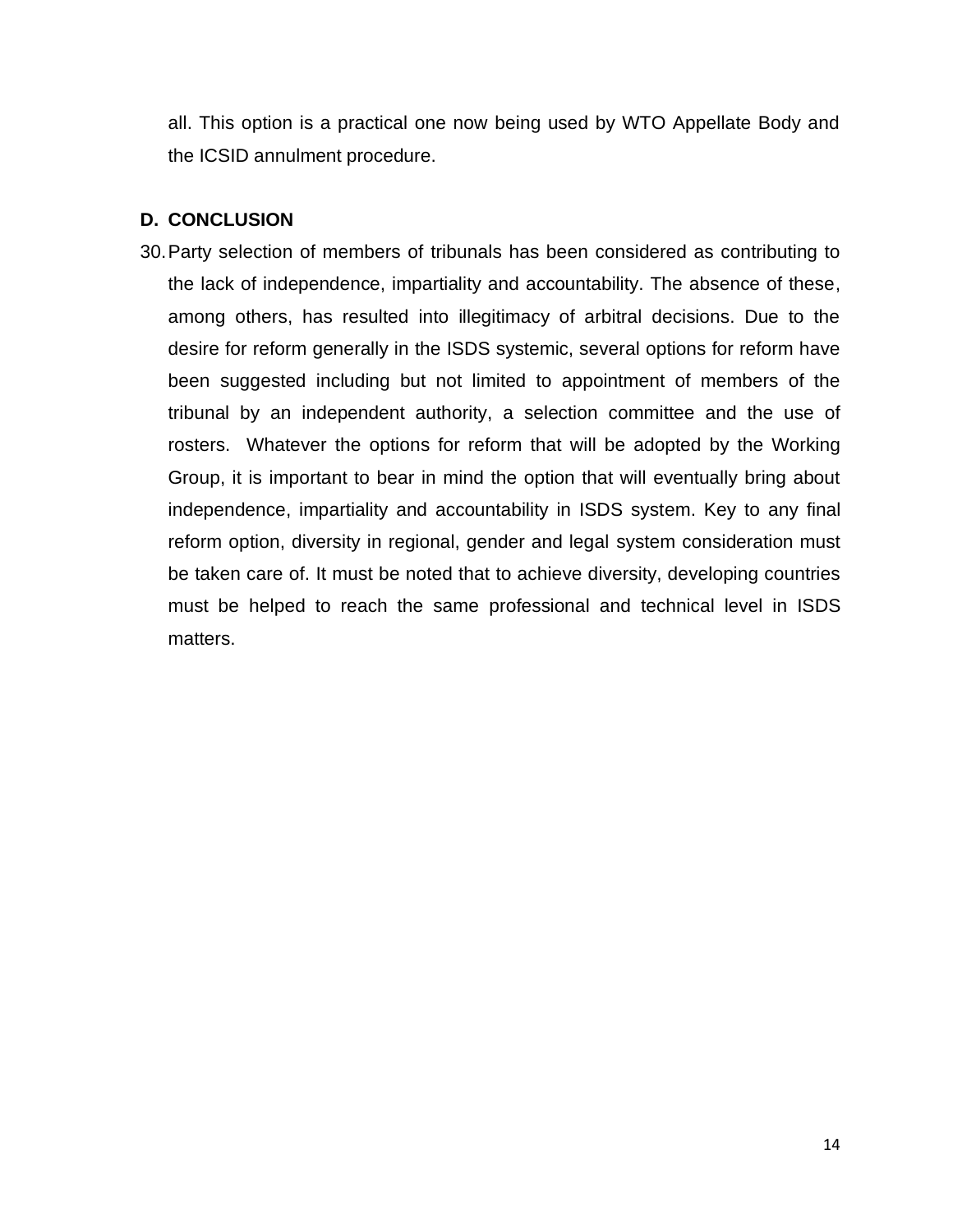all. This option is a practical one now being used by WTO Appellate Body and the ICSID annulment procedure.

## D. CONCLUSION

30. Party selection of members of tribunals has been considered as contributing to the lack of independence, impartiality and accountability. The absence of these, among others, has resulted into illegitimacy of arbitral decisions. Due to the desire for reform generally in the ISDS systemic, several options for reform have been suggested including but not limited to appointment of members of the tribunal by an independent authority, a selection committee and the use of rosters. Whatever the options for reform that will be adopted by the Working Group, it is important to bear in mind the option that will eventually bring about independence, impartiality and accountability in ISDS system. Key to any final reform option, diversity in regional, gender and legal system consideration must be taken care of. It must be noted that to achieve diversity, developing countries must be helped to reach the same professional and technical level in ISDS matters.